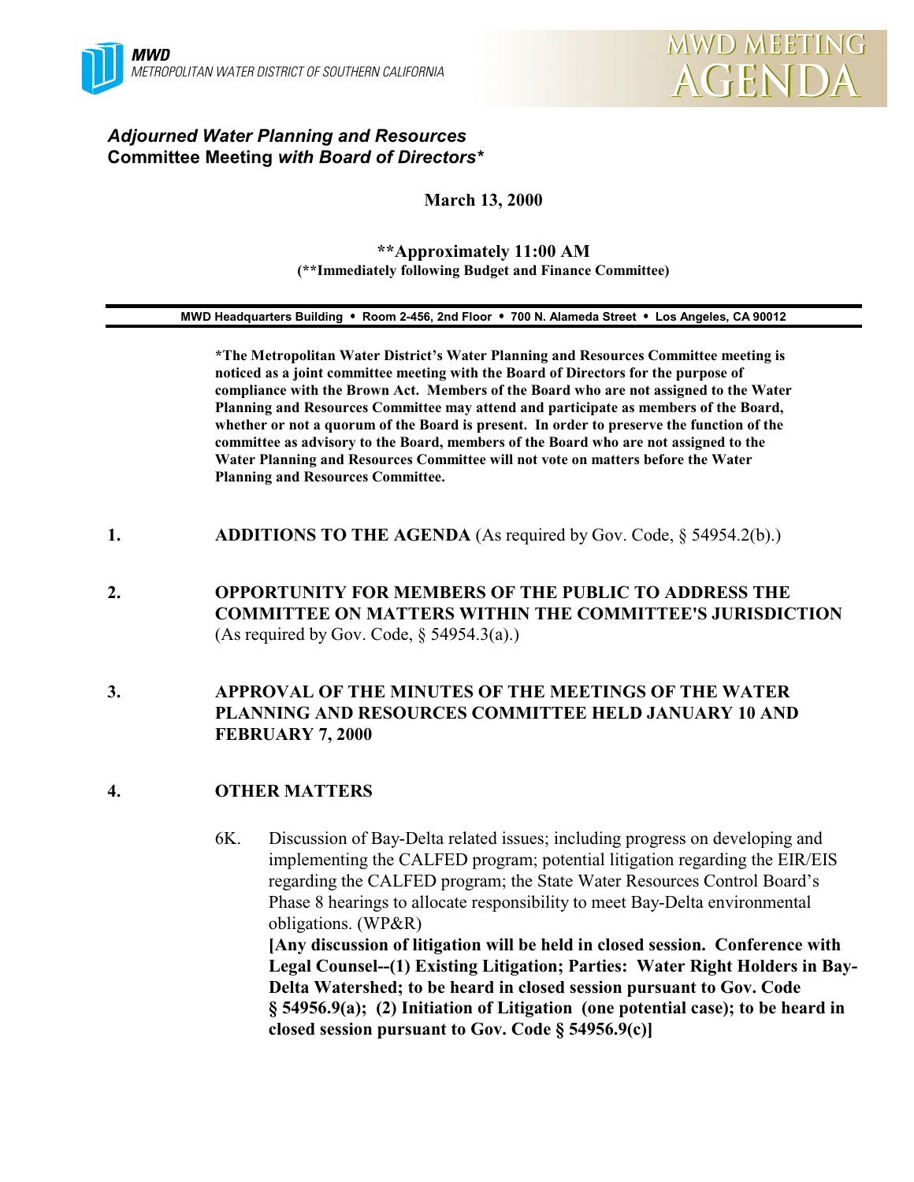**MWD**
*METROPOLITAN WATER DISTRICT OF SOUTHERN CALIFORNIA*

**MWD MEETING AGENDA**

## *Adjourned Water Planning and Resources* Committee Meeting *with Board of Directors\**

**March 13, 2000**

**\*\*Approximately 11:00 AM**
**(\*\*Immediately following Budget and Finance Committee)**

**MWD Headquarters Building • Room 2-456, 2nd Floor • 700 N. Alameda Street • Los Angeles, CA 90012**

**\*The Metropolitan Water District's Water Planning and Resources Committee meeting is noticed as a joint committee meeting with the Board of Directors for the purpose of compliance with the Brown Act. Members of the Board who are not assigned to the Water Planning and Resources Committee may attend and participate as members of the Board, whether or not a quorum of the Board is present. In order to preserve the function of the committee as advisory to the Board, members of the Board who are not assigned to the Water Planning and Resources Committee will not vote on matters before the Water Planning and Resources Committee.**

1. **ADDITIONS TO THE AGENDA** (As required by Gov. Code, § 54954.2(b).)

2. **OPPORTUNITY FOR MEMBERS OF THE PUBLIC TO ADDRESS THE COMMITTEE ON MATTERS WITHIN THE COMMITTEE'S JURISDICTION** (As required by Gov. Code, § 54954.3(a).)

3. **APPROVAL OF THE MINUTES OF THE MEETINGS OF THE WATER PLANNING AND RESOURCES COMMITTEE HELD JANUARY 10 AND FEBRUARY 7, 2000**

4. **OTHER MATTERS**

   6K. Discussion of Bay-Delta related issues; including progress on developing and implementing the CALFED program; potential litigation regarding the EIR/EIS regarding the CALFED program; the State Water Resources Control Board's Phase 8 hearings to allocate responsibility to meet Bay-Delta environmental obligations. (WP&R)
   **[Any discussion of litigation will be held in closed session. Conference with Legal Counsel--(1) Existing Litigation; Parties: Water Right Holders in Bay-Delta Watershed; to be heard in closed session pursuant to Gov. Code § 54956.9(a); (2) Initiation of Litigation (one potential case); to be heard in closed session pursuant to Gov. Code § 54956.9(c)]**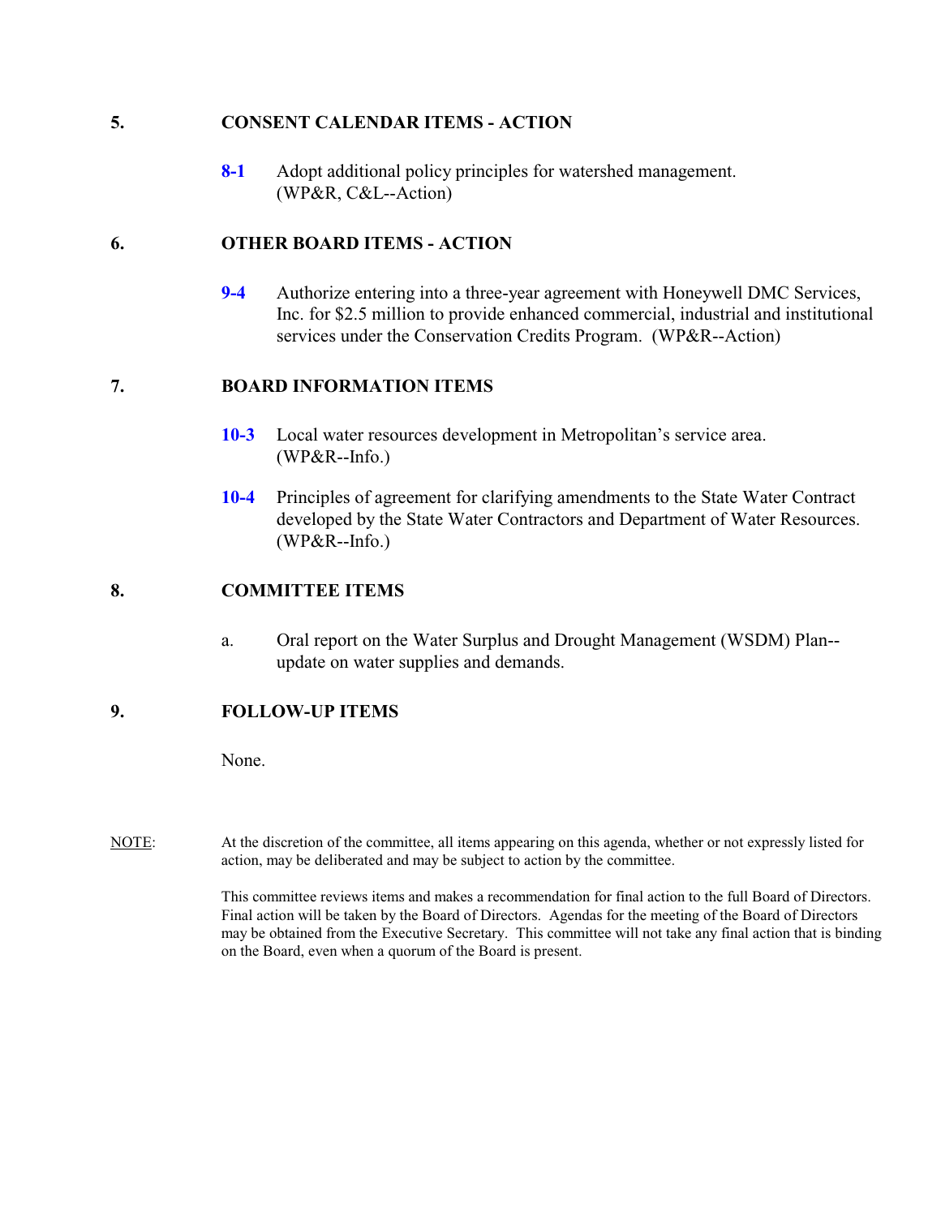**5. CONSENT CALENDAR ITEMS - ACTION**

**8-1** Adopt additional policy principles for watershed management. (WP&R, C&L--Action)

**6. OTHER BOARD ITEMS - ACTION**

**9-4** Authorize entering into a three-year agreement with Honeywell DMC Services, Inc. for $2.5 million to provide enhanced commercial, industrial and institutional services under the Conservation Credits Program. (WP&R--Action)

**7. BOARD INFORMATION ITEMS**

**10-3** Local water resources development in Metropolitan's service area. (WP&R--Info.)

**10-4** Principles of agreement for clarifying amendments to the State Water Contract developed by the State Water Contractors and Department of Water Resources. (WP&R--Info.)

**8. COMMITTEE ITEMS**

a. Oral report on the Water Surplus and Drought Management (WSDM) Plan--update on water supplies and demands.

**9. FOLLOW-UP ITEMS**

None.

NOTE: At the discretion of the committee, all items appearing on this agenda, whether or not expressly listed for action, may be deliberated and may be subject to action by the committee.

This committee reviews items and makes a recommendation for final action to the full Board of Directors. Final action will be taken by the Board of Directors. Agendas for the meeting of the Board of Directors may be obtained from the Executive Secretary. This committee will not take any final action that is binding on the Board, even when a quorum of the Board is present.